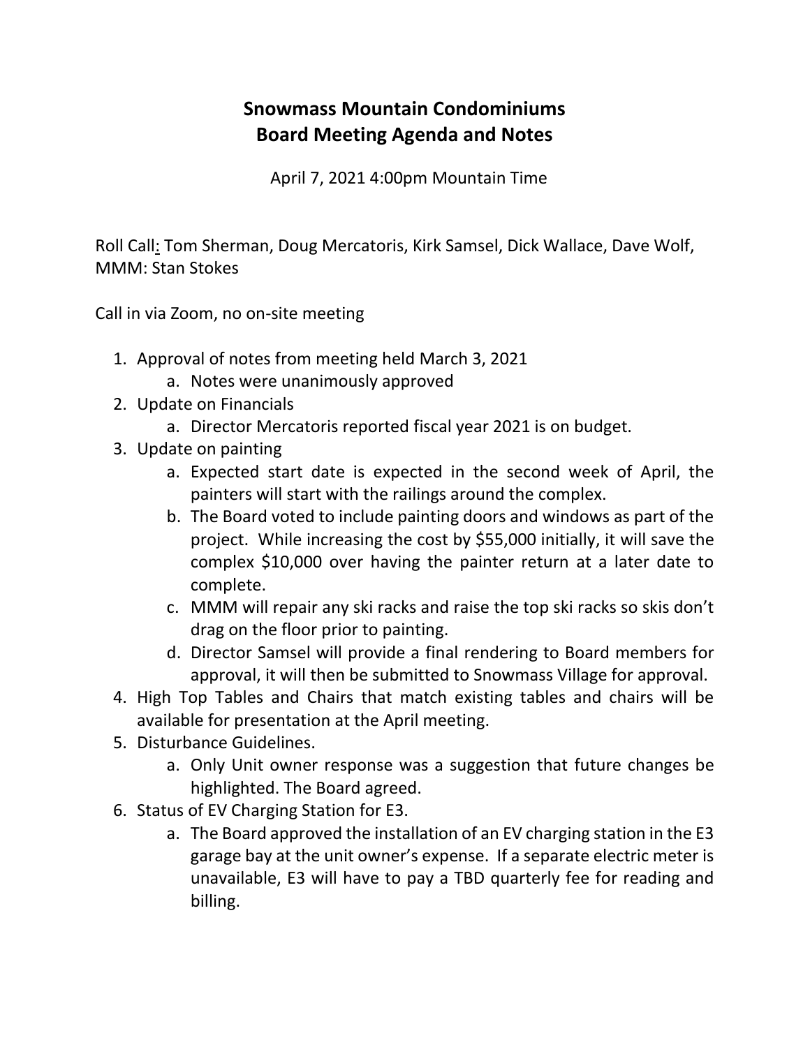# Snowmass Mountain Condominiums
# Board Meeting Agenda and Notes

April 7, 2021 4:00pm Mountain Time

Roll Call: Tom Sherman, Doug Mercatoris, Kirk Samsel, Dick Wallace, Dave Wolf, MMM: Stan Stokes

Call in via Zoom, no on-site meeting

1. Approval of notes from meeting held March 3, 2021
   a. Notes were unanimously approved
2. Update on Financials
   a. Director Mercatoris reported fiscal year 2021 is on budget.
3. Update on painting
   a. Expected start date is expected in the second week of April, the painters will start with the railings around the complex.
   b. The Board voted to include painting doors and windows as part of the project. While increasing the cost by $55,000 initially, it will save the complex $10,000 over having the painter return at a later date to complete.
   c. MMM will repair any ski racks and raise the top ski racks so skis don't drag on the floor prior to painting.
   d. Director Samsel will provide a final rendering to Board members for approval, it will then be submitted to Snowmass Village for approval.
4. High Top Tables and Chairs that match existing tables and chairs will be available for presentation at the April meeting.
5. Disturbance Guidelines.
   a. Only Unit owner response was a suggestion that future changes be highlighted. The Board agreed.
6. Status of EV Charging Station for E3.
   a. The Board approved the installation of an EV charging station in the E3 garage bay at the unit owner's expense. If a separate electric meter is unavailable, E3 will have to pay a TBD quarterly fee for reading and billing.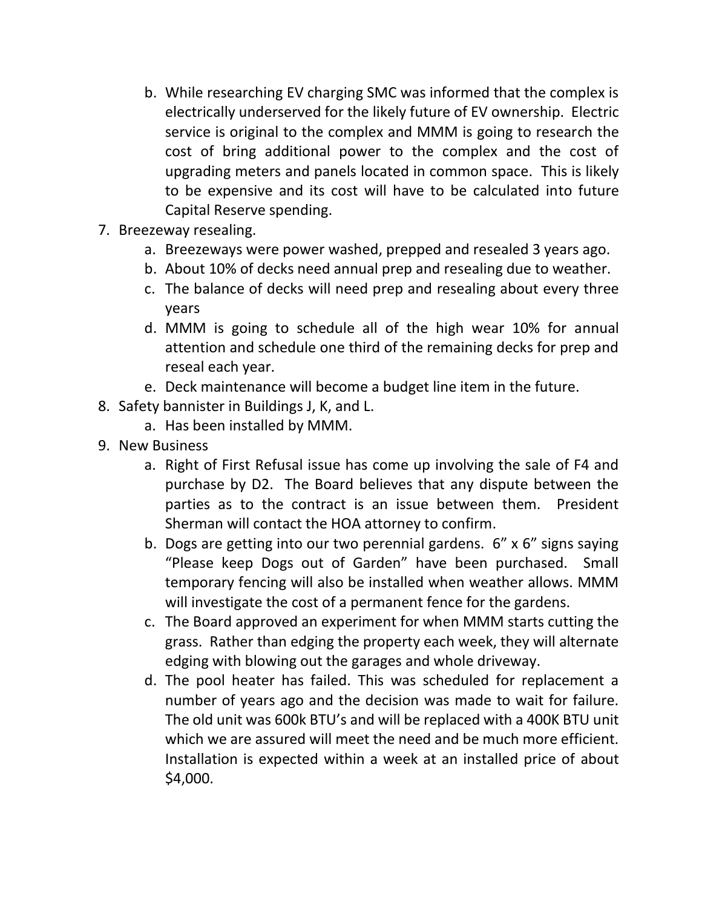b. While researching EV charging SMC was informed that the complex is electrically underserved for the likely future of EV ownership. Electric service is original to the complex and MMM is going to research the cost of bring additional power to the complex and the cost of upgrading meters and panels located in common space. This is likely to be expensive and its cost will have to be calculated into future Capital Reserve spending.

7. Breezeway resealing.
   a. Breezeways were power washed, prepped and resealed 3 years ago.
   b. About 10% of decks need annual prep and resealing due to weather.
   c. The balance of decks will need prep and resealing about every three years
   d. MMM is going to schedule all of the high wear 10% for annual attention and schedule one third of the remaining decks for prep and reseal each year.
   e. Deck maintenance will become a budget line item in the future.
8. Safety bannister in Buildings J, K, and L.
   a. Has been installed by MMM.
9. New Business
   a. Right of First Refusal issue has come up involving the sale of F4 and purchase by D2. The Board believes that any dispute between the parties as to the contract is an issue between them. President Sherman will contact the HOA attorney to confirm.
   b. Dogs are getting into our two perennial gardens. 6" x 6" signs saying "Please keep Dogs out of Garden" have been purchased. Small temporary fencing will also be installed when weather allows. MMM will investigate the cost of a permanent fence for the gardens.
   c. The Board approved an experiment for when MMM starts cutting the grass. Rather than edging the property each week, they will alternate edging with blowing out the garages and whole driveway.
   d. The pool heater has failed. This was scheduled for replacement a number of years ago and the decision was made to wait for failure. The old unit was 600k BTU's and will be replaced with a 400K BTU unit which we are assured will meet the need and be much more efficient. Installation is expected within a week at an installed price of about $4,000.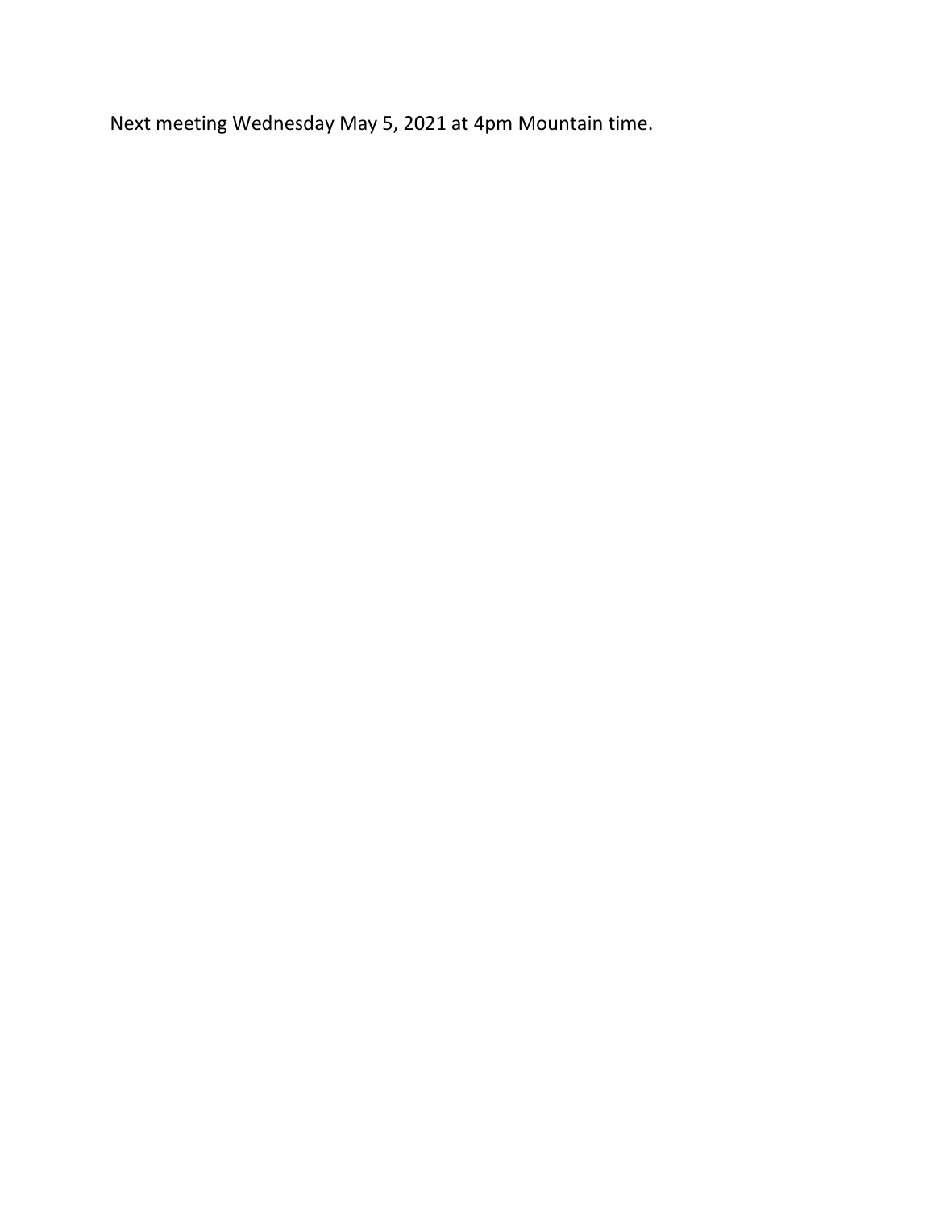Next meeting Wednesday May 5, 2021 at 4pm Mountain time.